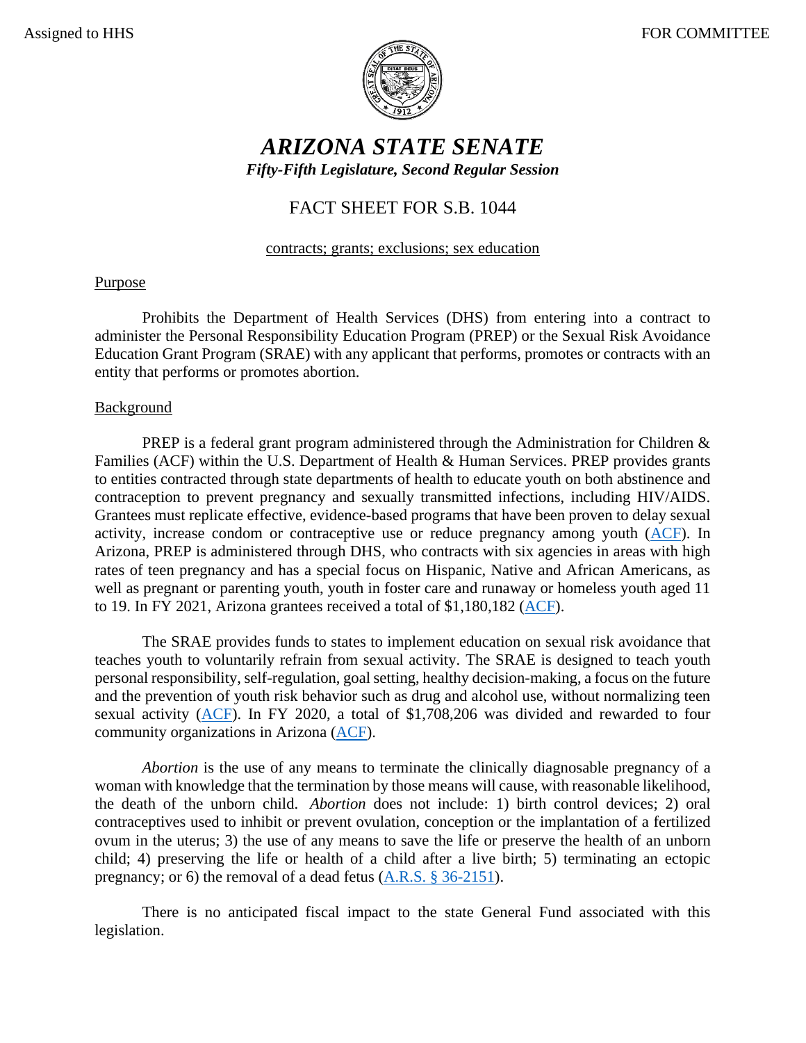Assigned to HHS FOR COMMITTEE

# *ARIZONA STATE SENATE*

***Fifty-Fifth Legislature, Second Regular Session***

## FACT SHEET FOR S.B. 1044

contracts; grants; exclusions; sex education

### Purpose

Prohibits the Department of Health Services (DHS) from entering into a contract to administer the Personal Responsibility Education Program (PREP) or the Sexual Risk Avoidance Education Grant Program (SRAE) with any applicant that performs, promotes or contracts with an entity that performs or promotes abortion.

### Background

PREP is a federal grant program administered through the Administration for Children & Families (ACF) within the U.S. Department of Health & Human Services. PREP provides grants to entities contracted through state departments of health to educate youth on both abstinence and contraception to prevent pregnancy and sexually transmitted infections, including HIV/AIDS. Grantees must replicate effective, evidence-based programs that have been proven to delay sexual activity, increase condom or contraceptive use or reduce pregnancy among youth (ACF). In Arizona, PREP is administered through DHS, who contracts with six agencies in areas with high rates of teen pregnancy and has a special focus on Hispanic, Native and African Americans, as well as pregnant or parenting youth, youth in foster care and runaway or homeless youth aged 11 to 19. In FY 2021, Arizona grantees received a total of $1,180,182 (ACF).

The SRAE provides funds to states to implement education on sexual risk avoidance that teaches youth to voluntarily refrain from sexual activity. The SRAE is designed to teach youth personal responsibility, self-regulation, goal setting, healthy decision-making, a focus on the future and the prevention of youth risk behavior such as drug and alcohol use, without normalizing teen sexual activity (ACF). In FY 2020, a total of $1,708,206 was divided and rewarded to four community organizations in Arizona (ACF).

*Abortion* is the use of any means to terminate the clinically diagnosable pregnancy of a woman with knowledge that the termination by those means will cause, with reasonable likelihood, the death of the unborn child. *Abortion* does not include: 1) birth control devices; 2) oral contraceptives used to inhibit or prevent ovulation, conception or the implantation of a fertilized ovum in the uterus; 3) the use of any means to save the life or preserve the health of an unborn child; 4) preserving the life or health of a child after a live birth; 5) terminating an ectopic pregnancy; or 6) the removal of a dead fetus (A.R.S. § 36-2151).

There is no anticipated fiscal impact to the state General Fund associated with this legislation.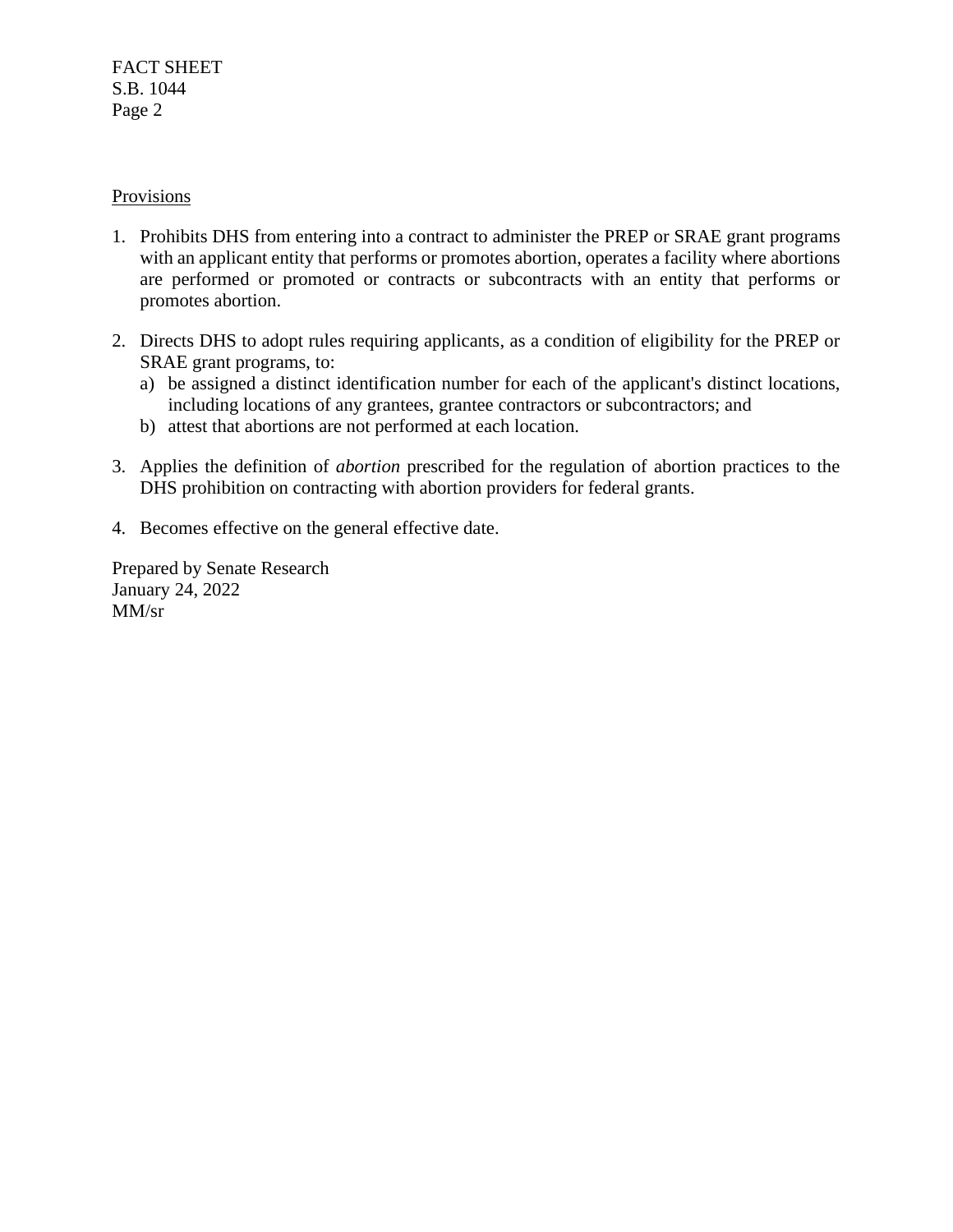<u>Provisions</u>

1. Prohibits DHS from entering into a contract to administer the PREP or SRAE grant programs with an applicant entity that performs or promotes abortion, operates a facility where abortions are performed or promoted or contracts or subcontracts with an entity that performs or promotes abortion.

2. Directs DHS to adopt rules requiring applicants, as a condition of eligibility for the PREP or SRAE grant programs, to:
   a) be assigned a distinct identification number for each of the applicant's distinct locations, including locations of any grantees, grantee contractors or subcontractors; and
   b) attest that abortions are not performed at each location.

3. Applies the definition of *abortion* prescribed for the regulation of abortion practices to the DHS prohibition on contracting with abortion providers for federal grants.

4. Becomes effective on the general effective date.

Prepared by Senate Research
January 24, 2022
MM/sr